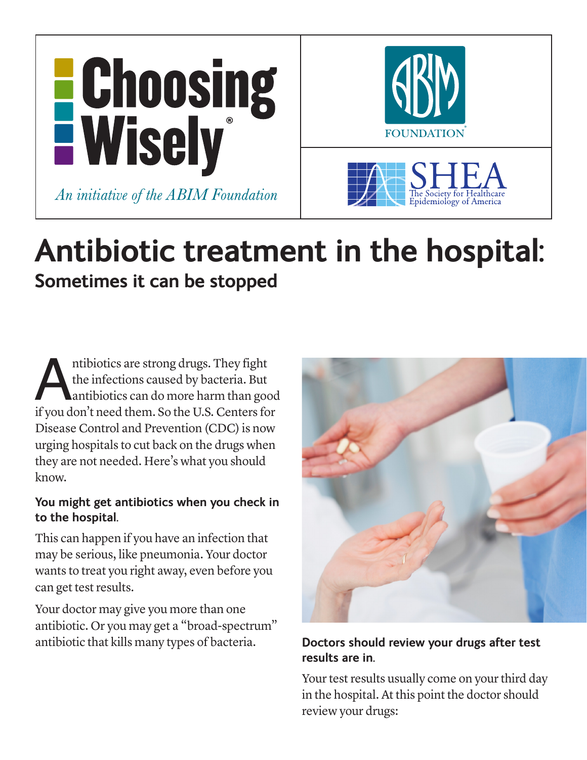Choosing Wisely®

*An initiative of the ABIM Foundation*

ABIM FOUNDATION

SHEA The Society for Healthcare Epidemiology of America

# Antibiotic treatment in the hospital:

## Sometimes it can be stopped

Antibiotics are strong drugs. They fight the infections caused by bacteria. But antibiotics can do more harm than good if you don't need them. So the U.S. Centers for Disease Control and Prevention (CDC) is now urging hospitals to cut back on the drugs when they are not needed. Here's what you should know.

**You might get antibiotics when you check in to the hospital.**

This can happen if you have an infection that may be serious, like pneumonia. Your doctor wants to treat you right away, even before you can get test results.

Your doctor may give you more than one antibiotic. Or you may get a "broad-spectrum" antibiotic that kills many types of bacteria.

**Doctors should review your drugs after test results are in.**

Your test results usually come on your third day in the hospital. At this point the doctor should review your drugs: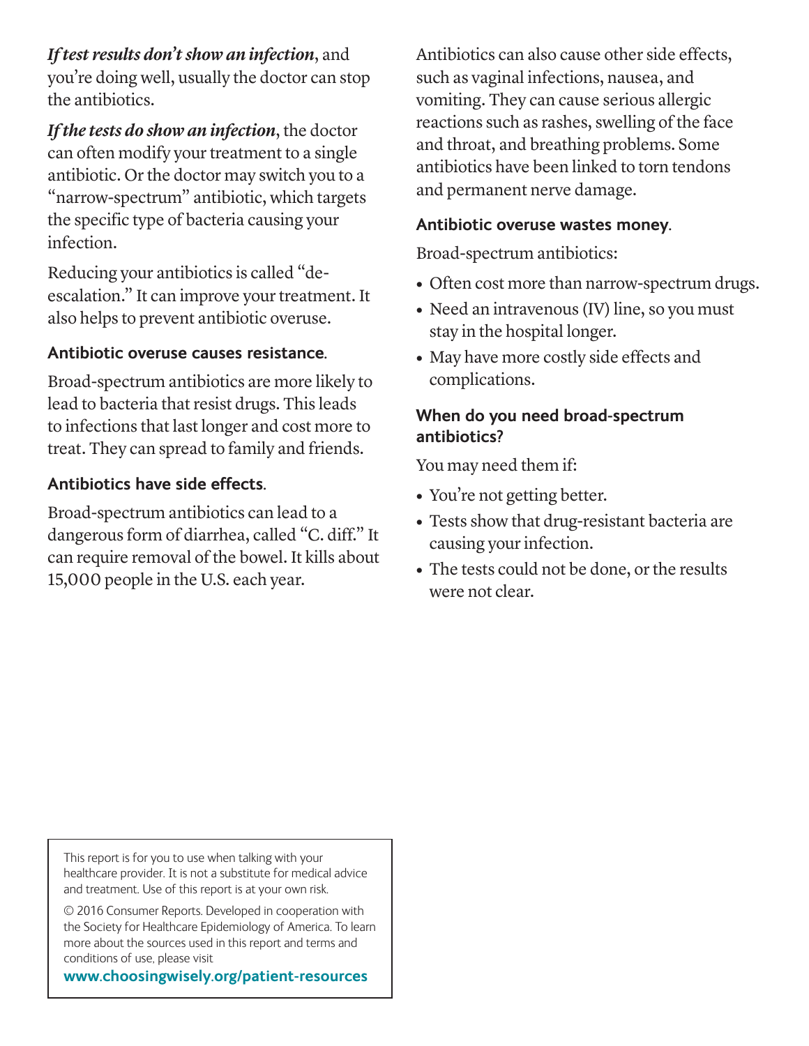***If test results don't show an infection***, and you're doing well, usually the doctor can stop the antibiotics.

***If the tests do show an infection***, the doctor can often modify your treatment to a single antibiotic. Or the doctor may switch you to a "narrow-spectrum" antibiotic, which targets the specific type of bacteria causing your infection.

Reducing your antibiotics is called "de-escalation." It can improve your treatment. It also helps to prevent antibiotic overuse.

### Antibiotic overuse causes resistance.

Broad-spectrum antibiotics are more likely to lead to bacteria that resist drugs. This leads to infections that last longer and cost more to treat. They can spread to family and friends.

### Antibiotics have side effects.

Broad-spectrum antibiotics can lead to a dangerous form of diarrhea, called "C. diff." It can require removal of the bowel. It kills about 15,000 people in the U.S. each year.

Antibiotics can also cause other side effects, such as vaginal infections, nausea, and vomiting. They can cause serious allergic reactions such as rashes, swelling of the face and throat, and breathing problems. Some antibiotics have been linked to torn tendons and permanent nerve damage.

### Antibiotic overuse wastes money.

Broad-spectrum antibiotics:

- Often cost more than narrow-spectrum drugs.
- Need an intravenous (IV) line, so you must stay in the hospital longer.
- May have more costly side effects and complications.

### When do you need broad-spectrum antibiotics?

You may need them if:

- You're not getting better.
- Tests show that drug-resistant bacteria are causing your infection.
- The tests could not be done, or the results were not clear.

This report is for you to use when talking with your healthcare provider. It is not a substitute for medical advice and treatment. Use of this report is at your own risk.

© 2016 Consumer Reports. Developed in cooperation with the Society for Healthcare Epidemiology of America. To learn more about the sources used in this report and terms and conditions of use, please visit

**www.choosingwisely.org/patient-resources**